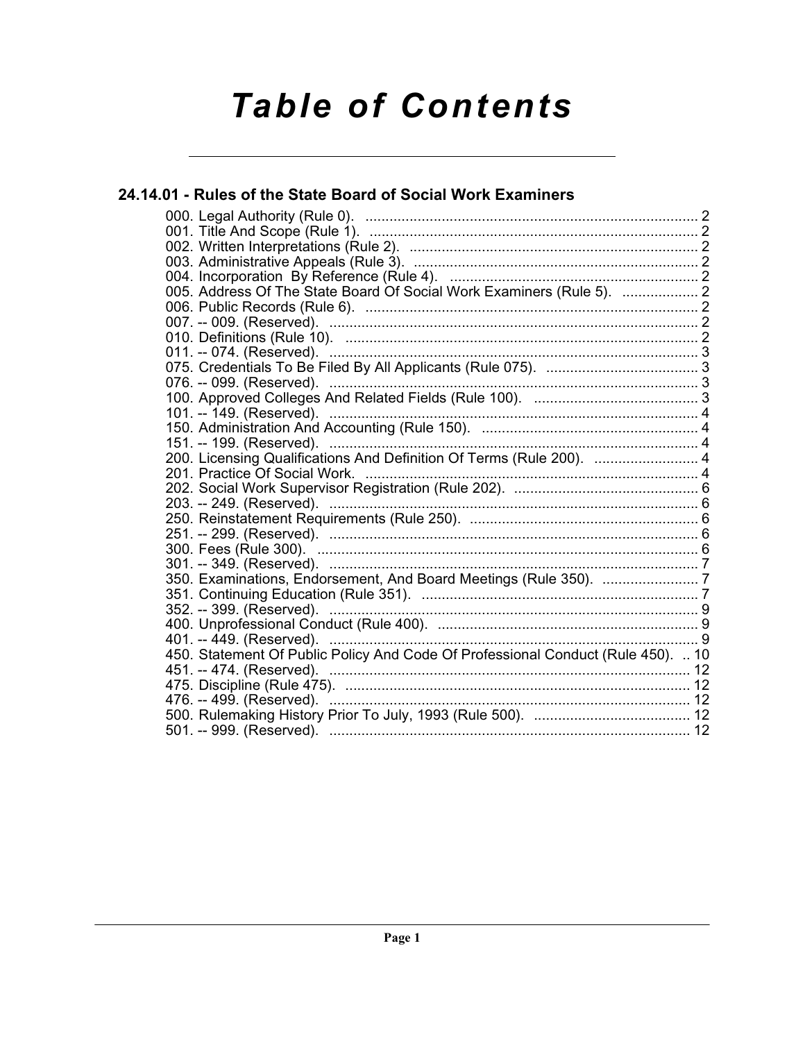# Table of Contents

## 24.14.01 - Rules of the State Board of Social Work Examiners

000. Legal Authority (Rule 0). .......... 2
001. Title And Scope (Rule 1). .......... 2
002. Written Interpretations (Rule 2). .......... 2
003. Administrative Appeals (Rule 3). .......... 2
004. Incorporation By Reference (Rule 4). .......... 2
005. Address Of The State Board Of Social Work Examiners (Rule 5). .......... 2
006. Public Records (Rule 6). .......... 2
007. -- 009. (Reserved). .......... 2
010. Definitions (Rule 10). .......... 2
011. -- 074. (Reserved). .......... 3
075. Credentials To Be Filed By All Applicants (Rule 075). .......... 3
076. -- 099. (Reserved). .......... 3
100. Approved Colleges And Related Fields (Rule 100). .......... 3
101. -- 149. (Reserved). .......... 4
150. Administration And Accounting (Rule 150). .......... 4
151. -- 199. (Reserved). .......... 4
200. Licensing Qualifications And Definition Of Terms (Rule 200). .......... 4
201. Practice Of Social Work. .......... 4
202. Social Work Supervisor Registration (Rule 202). .......... 6
203. -- 249. (Reserved). .......... 6
250. Reinstatement Requirements (Rule 250). .......... 6
251. -- 299. (Reserved). .......... 6
300. Fees (Rule 300). .......... 6
301. -- 349. (Reserved). .......... 7
350. Examinations, Endorsement, And Board Meetings (Rule 350). .......... 7
351. Continuing Education (Rule 351). .......... 7
352. -- 399. (Reserved). .......... 9
400. Unprofessional Conduct (Rule 400). .......... 9
401. -- 449. (Reserved). .......... 9
450. Statement Of Public Policy And Code Of Professional Conduct (Rule 450). .......... 10
451. -- 474. (Reserved). .......... 12
475. Discipline (Rule 475). .......... 12
476. -- 499. (Reserved). .......... 12
500. Rulemaking History Prior To July, 1993 (Rule 500). .......... 12
501. -- 999. (Reserved). .......... 12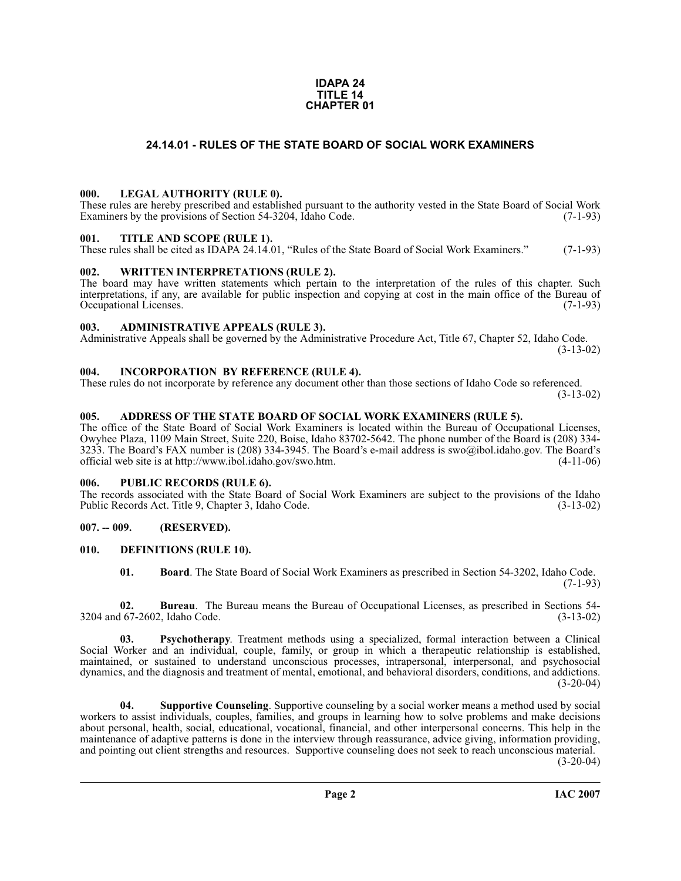**IDAPA 24**
**TITLE 14**
**CHAPTER 01**

## 24.14.01 - RULES OF THE STATE BOARD OF SOCIAL WORK EXAMINERS

### 000. LEGAL AUTHORITY (RULE 0).

These rules are hereby prescribed and established pursuant to the authority vested in the State Board of Social Work Examiners by the provisions of Section 54-3204, Idaho Code. (7-1-93)

### 001. TITLE AND SCOPE (RULE 1).

These rules shall be cited as IDAPA 24.14.01, "Rules of the State Board of Social Work Examiners." (7-1-93)

### 002. WRITTEN INTERPRETATIONS (RULE 2).

The board may have written statements which pertain to the interpretation of the rules of this chapter. Such interpretations, if any, are available for public inspection and copying at cost in the main office of the Bureau of Occupational Licenses. (7-1-93)

### 003. ADMINISTRATIVE APPEALS (RULE 3).

Administrative Appeals shall be governed by the Administrative Procedure Act, Title 67, Chapter 52, Idaho Code. (3-13-02)

### 004. INCORPORATION BY REFERENCE (RULE 4).

These rules do not incorporate by reference any document other than those sections of Idaho Code so referenced. (3-13-02)

### 005. ADDRESS OF THE STATE BOARD OF SOCIAL WORK EXAMINERS (RULE 5).

The office of the State Board of Social Work Examiners is located within the Bureau of Occupational Licenses, Owyhee Plaza, 1109 Main Street, Suite 220, Boise, Idaho 83702-5642. The phone number of the Board is (208) 334-3233. The Board's FAX number is (208) 334-3945. The Board's e-mail address is swo@ibol.idaho.gov. The Board's official web site is at http://www.ibol.idaho.gov/swo.htm. (4-11-06)

### 006. PUBLIC RECORDS (RULE 6).

The records associated with the State Board of Social Work Examiners are subject to the provisions of the Idaho Public Records Act. Title 9, Chapter 3, Idaho Code. (3-13-02)

### 007. -- 009. (RESERVED).

### 010. DEFINITIONS (RULE 10).

**01. Board**. The State Board of Social Work Examiners as prescribed in Section 54-3202, Idaho Code. (7-1-93)

**02. Bureau**. The Bureau means the Bureau of Occupational Licenses, as prescribed in Sections 54-3204 and 67-2602, Idaho Code. (3-13-02)

**03. Psychotherapy**. Treatment methods using a specialized, formal interaction between a Clinical Social Worker and an individual, couple, family, or group in which a therapeutic relationship is established, maintained, or sustained to understand unconscious processes, intrapersonal, interpersonal, and psychosocial dynamics, and the diagnosis and treatment of mental, emotional, and behavioral disorders, conditions, and addictions. (3-20-04)

**04. Supportive Counseling**. Supportive counseling by a social worker means a method used by social workers to assist individuals, couples, families, and groups in learning how to solve problems and make decisions about personal, health, social, educational, vocational, financial, and other interpersonal concerns. This help in the maintenance of adaptive patterns is done in the interview through reassurance, advice giving, information providing, and pointing out client strengths and resources. Supportive counseling does not seek to reach unconscious material. (3-20-04)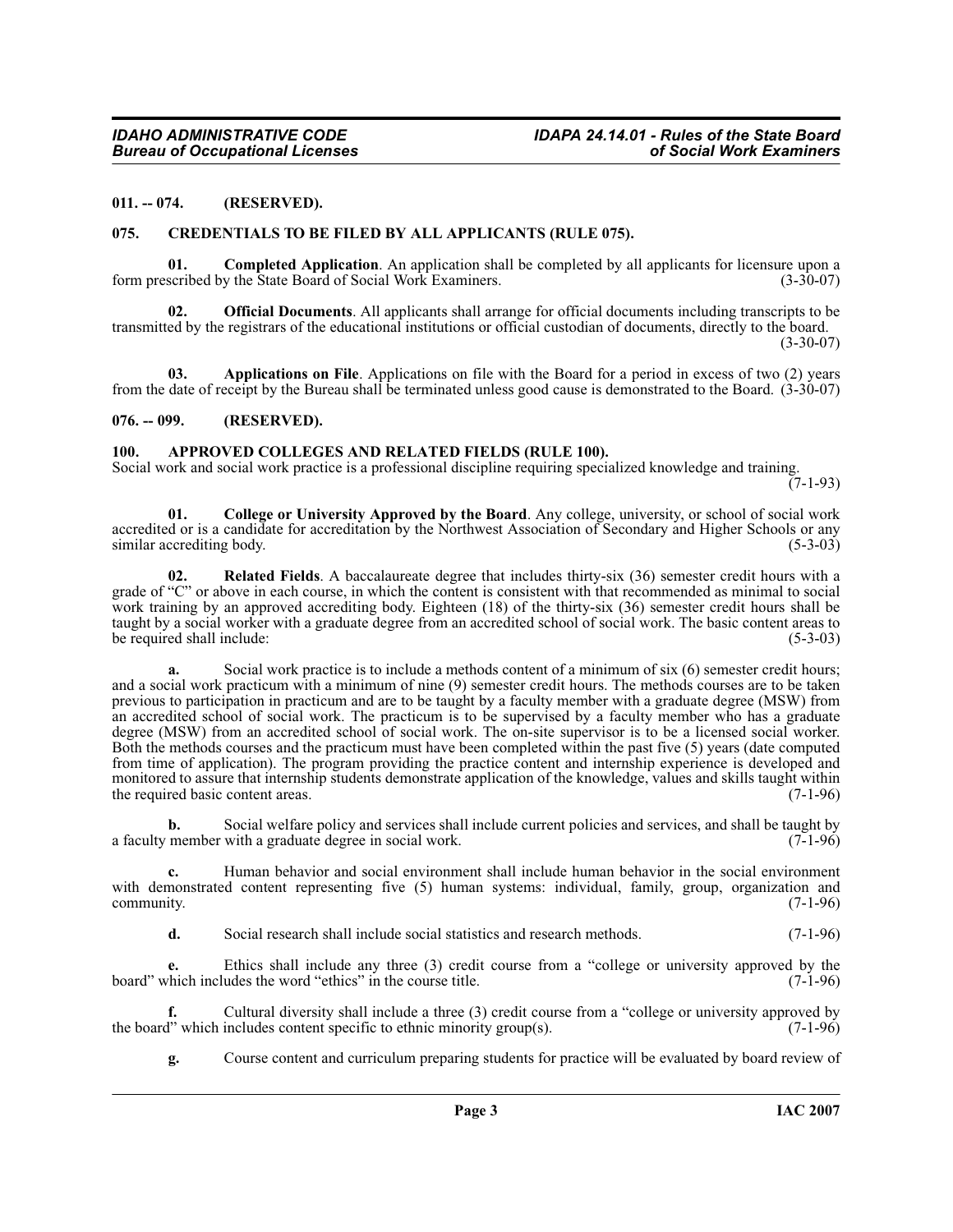#### 011. -- 074. (RESERVED).

#### 075. CREDENTIALS TO BE FILED BY ALL APPLICANTS (RULE 075).

**01. Completed Application**. An application shall be completed by all applicants for licensure upon a form prescribed by the State Board of Social Work Examiners. (3-30-07)

**02. Official Documents**. All applicants shall arrange for official documents including transcripts to be transmitted by the registrars of the educational institutions or official custodian of documents, directly to the board. (3-30-07)

**03. Applications on File**. Applications on file with the Board for a period in excess of two (2) years from the date of receipt by the Bureau shall be terminated unless good cause is demonstrated to the Board. (3-30-07)

#### 076. -- 099. (RESERVED).

#### 100. APPROVED COLLEGES AND RELATED FIELDS (RULE 100).

Social work and social work practice is a professional discipline requiring specialized knowledge and training. (7-1-93)

**01. College or University Approved by the Board**. Any college, university, or school of social work accredited or is a candidate for accreditation by the Northwest Association of Secondary and Higher Schools or any similar accrediting body. (5-3-03)

**02. Related Fields**. A baccalaureate degree that includes thirty-six (36) semester credit hours with a grade of "C" or above in each course, in which the content is consistent with that recommended as minimal to social work training by an approved accrediting body. Eighteen (18) of the thirty-six (36) semester credit hours shall be taught by a social worker with a graduate degree from an accredited school of social work. The basic content areas to be required shall include: (5-3-03)

**a.** Social work practice is to include a methods content of a minimum of six (6) semester credit hours; and a social work practicum with a minimum of nine (9) semester credit hours. The methods courses are to be taken previous to participation in practicum and are to be taught by a faculty member with a graduate degree (MSW) from an accredited school of social work. The practicum is to be supervised by a faculty member who has a graduate degree (MSW) from an accredited school of social work. The on-site supervisor is to be a licensed social worker. Both the methods courses and the practicum must have been completed within the past five (5) years (date computed from time of application). The program providing the practice content and internship experience is developed and monitored to assure that internship students demonstrate application of the knowledge, values and skills taught within the required basic content areas. (7-1-96)

**b.** Social welfare policy and services shall include current policies and services, and shall be taught by a faculty member with a graduate degree in social work. (7-1-96)

**c.** Human behavior and social environment shall include human behavior in the social environment with demonstrated content representing five (5) human systems: individual, family, group, organization and community. (7-1-96)

**d.** Social research shall include social statistics and research methods. (7-1-96)

**e.** Ethics shall include any three (3) credit course from a "college or university approved by the board" which includes the word "ethics" in the course title. (7-1-96)

**f.** Cultural diversity shall include a three (3) credit course from a "college or university approved by the board" which includes content specific to ethnic minority group(s). (7-1-96)

**g.** Course content and curriculum preparing students for practice will be evaluated by board review of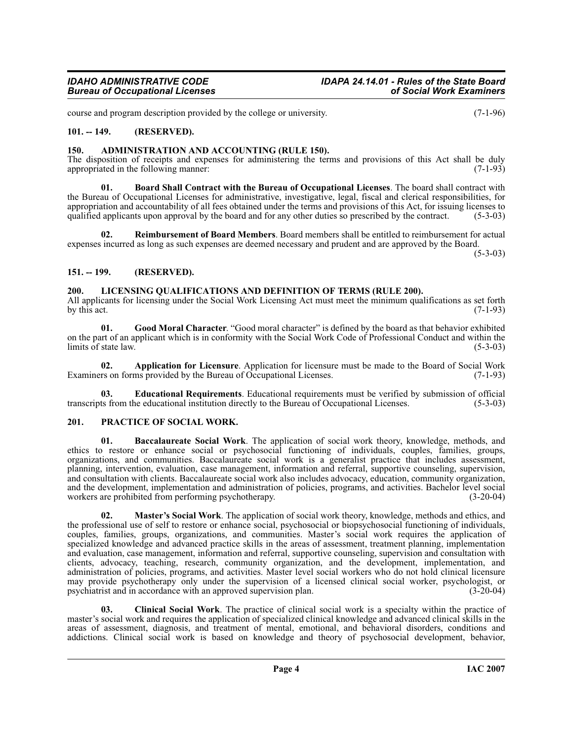course and program description provided by the college or university. (7-1-96)

### 101. -- 149. (RESERVED).

### 150. ADMINISTRATION AND ACCOUNTING (RULE 150).

The disposition of receipts and expenses for administering the terms and provisions of this Act shall be duly appropriated in the following manner: (7-1-93)

**01. Board Shall Contract with the Bureau of Occupational Licenses**. The board shall contract with the Bureau of Occupational Licenses for administrative, investigative, legal, fiscal and clerical responsibilities, for appropriation and accountability of all fees obtained under the terms and provisions of this Act, for issuing licenses to qualified applicants upon approval by the board and for any other duties so prescribed by the contract. (5-3-03)

**02. Reimbursement of Board Members**. Board members shall be entitled to reimbursement for actual expenses incurred as long as such expenses are deemed necessary and prudent and are approved by the Board. (5-3-03)

### 151. -- 199. (RESERVED).

### 200. LICENSING QUALIFICATIONS AND DEFINITION OF TERMS (RULE 200).

All applicants for licensing under the Social Work Licensing Act must meet the minimum qualifications as set forth by this act. (7-1-93)

**01. Good Moral Character**. "Good moral character" is defined by the board as that behavior exhibited on the part of an applicant which is in conformity with the Social Work Code of Professional Conduct and within the limits of state law. (5-3-03)

**02. Application for Licensure**. Application for licensure must be made to the Board of Social Work Examiners on forms provided by the Bureau of Occupational Licenses. (7-1-93)

**03. Educational Requirements**. Educational requirements must be verified by submission of official transcripts from the educational institution directly to the Bureau of Occupational Licenses. (5-3-03)

### 201. PRACTICE OF SOCIAL WORK.

**01. Baccalaureate Social Work**. The application of social work theory, knowledge, methods, and ethics to restore or enhance social or psychosocial functioning of individuals, couples, families, groups, organizations, and communities. Baccalaureate social work is a generalist practice that includes assessment, planning, intervention, evaluation, case management, information and referral, supportive counseling, supervision, and consultation with clients. Baccalaureate social work also includes advocacy, education, community organization, and the development, implementation and administration of policies, programs, and activities. Bachelor level social workers are prohibited from performing psychotherapy. (3-20-04)

**02. Master's Social Work**. The application of social work theory, knowledge, methods and ethics, and the professional use of self to restore or enhance social, psychosocial or biopsychosocial functioning of individuals, couples, families, groups, organizations, and communities. Master's social work requires the application of specialized knowledge and advanced practice skills in the areas of assessment, treatment planning, implementation and evaluation, case management, information and referral, supportive counseling, supervision and consultation with clients, advocacy, teaching, research, community organization, and the development, implementation, and administration of policies, programs, and activities. Master level social workers who do not hold clinical licensure may provide psychotherapy only under the supervision of a licensed clinical social worker, psychologist, or psychiatrist and in accordance with an approved supervision plan. (3-20-04)

**03. Clinical Social Work**. The practice of clinical social work is a specialty within the practice of master's social work and requires the application of specialized clinical knowledge and advanced clinical skills in the areas of assessment, diagnosis, and treatment of mental, emotional, and behavioral disorders, conditions and addictions. Clinical social work is based on knowledge and theory of psychosocial development, behavior,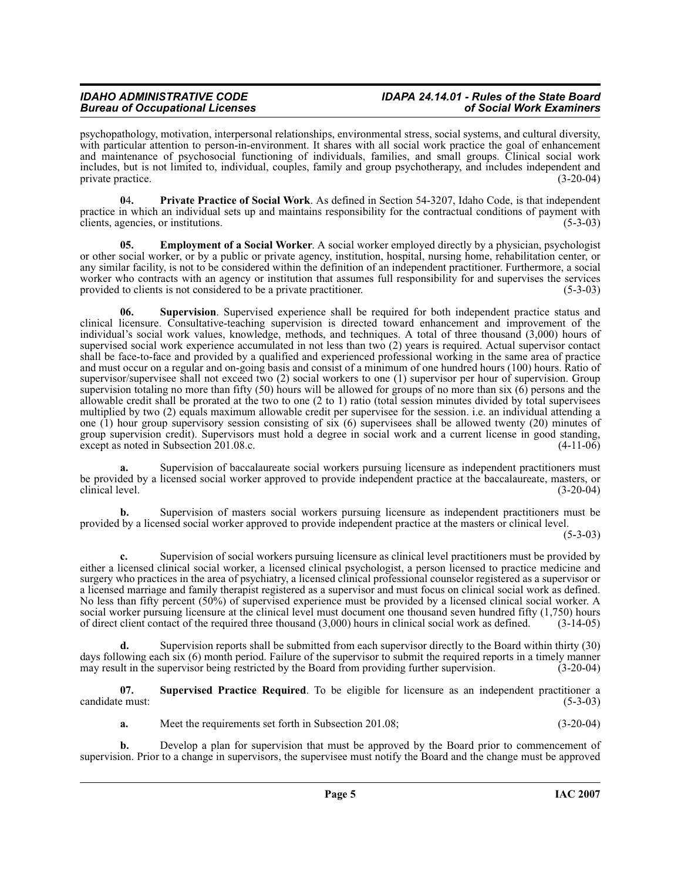psychopathology, motivation, interpersonal relationships, environmental stress, social systems, and cultural diversity, with particular attention to person-in-environment. It shares with all social work practice the goal of enhancement and maintenance of psychosocial functioning of individuals, families, and small groups. Clinical social work includes, but is not limited to, individual, couples, family and group psychotherapy, and includes independent and private practice. (3-20-04)

**04. Private Practice of Social Work**. As defined in Section 54-3207, Idaho Code, is that independent practice in which an individual sets up and maintains responsibility for the contractual conditions of payment with clients, agencies, or institutions. (5-3-03)

**05. Employment of a Social Worker**. A social worker employed directly by a physician, psychologist or other social worker, or by a public or private agency, institution, hospital, nursing home, rehabilitation center, or any similar facility, is not to be considered within the definition of an independent practitioner. Furthermore, a social worker who contracts with an agency or institution that assumes full responsibility for and supervises the services provided to clients is not considered to be a private practitioner. (5-3-03)

**06. Supervision**. Supervised experience shall be required for both independent practice status and clinical licensure. Consultative-teaching supervision is directed toward enhancement and improvement of the individual's social work values, knowledge, methods, and techniques. A total of three thousand (3,000) hours of supervised social work experience accumulated in not less than two (2) years is required. Actual supervisor contact shall be face-to-face and provided by a qualified and experienced professional working in the same area of practice and must occur on a regular and on-going basis and consist of a minimum of one hundred hours (100) hours. Ratio of supervisor/supervisee shall not exceed two (2) social workers to one (1) supervisor per hour of supervision. Group supervision totaling no more than fifty (50) hours will be allowed for groups of no more than six (6) persons and the allowable credit shall be prorated at the two to one (2 to 1) ratio (total session minutes divided by total supervisees multiplied by two (2) equals maximum allowable credit per supervisee for the session. i.e. an individual attending a one (1) hour group supervisory session consisting of six (6) supervisees shall be allowed twenty (20) minutes of group supervision credit). Supervisors must hold a degree in social work and a current license in good standing, except as noted in Subsection 201.08.c. (4-11-06)

**a.** Supervision of baccalaureate social workers pursuing licensure as independent practitioners must be provided by a licensed social worker approved to provide independent practice at the baccalaureate, masters, or clinical level. (3-20-04)

**b.** Supervision of masters social workers pursuing licensure as independent practitioners must be provided by a licensed social worker approved to provide independent practice at the masters or clinical level. (5-3-03)

**c.** Supervision of social workers pursuing licensure as clinical level practitioners must be provided by either a licensed clinical social worker, a licensed clinical psychologist, a person licensed to practice medicine and surgery who practices in the area of psychiatry, a licensed clinical professional counselor registered as a supervisor or a licensed marriage and family therapist registered as a supervisor and must focus on clinical social work as defined. No less than fifty percent (50%) of supervised experience must be provided by a licensed clinical social worker. A social worker pursuing licensure at the clinical level must document one thousand seven hundred fifty (1,750) hours of direct client contact of the required three thousand (3,000) hours in clinical social work as defined. (3-14-05)

**d.** Supervision reports shall be submitted from each supervisor directly to the Board within thirty (30) days following each six (6) month period. Failure of the supervisor to submit the required reports in a timely manner may result in the supervisor being restricted by the Board from providing further supervision. (3-20-04)

**07. Supervised Practice Required**. To be eligible for licensure as an independent practitioner a candidate must: (5-3-03)

**a.** Meet the requirements set forth in Subsection 201.08; (3-20-04)

**b.** Develop a plan for supervision that must be approved by the Board prior to commencement of supervision. Prior to a change in supervisors, the supervisee must notify the Board and the change must be approved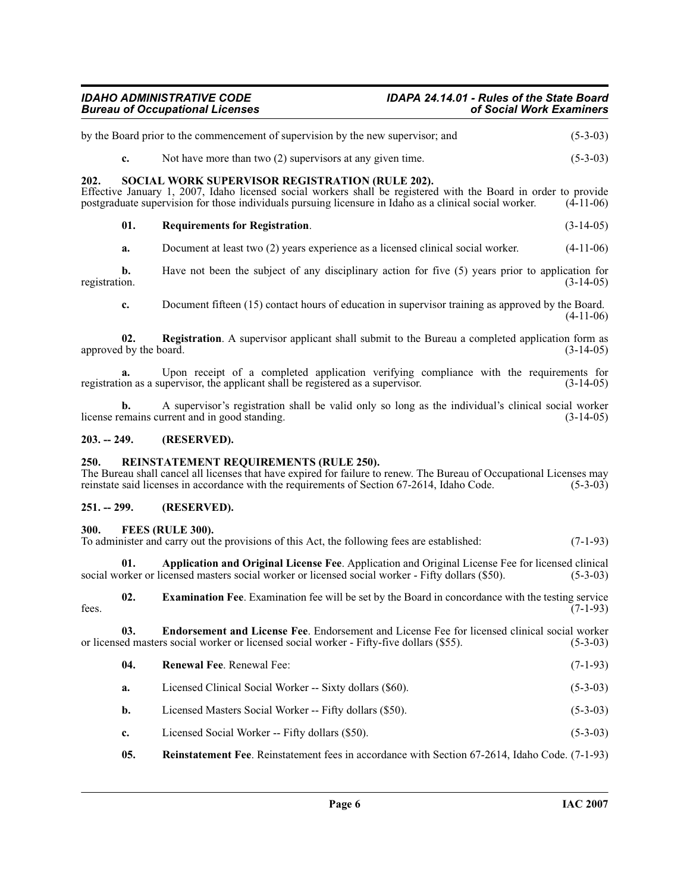by the Board prior to the commencement of supervision by the new supervisor; and (5-3-03)

**c.** Not have more than two (2) supervisors at any given time. (5-3-03)

## 202. SOCIAL WORK SUPERVISOR REGISTRATION (RULE 202).

Effective January 1, 2007, Idaho licensed social workers shall be registered with the Board in order to provide postgraduate supervision for those individuals pursuing licensure in Idaho as a clinical social worker. (4-11-06)

**01. Requirements for Registration**. (3-14-05)

**a.** Document at least two (2) years experience as a licensed clinical social worker. (4-11-06)

**b.** Have not been the subject of any disciplinary action for five (5) years prior to application for registration. (3-14-05)

**c.** Document fifteen (15) contact hours of education in supervisor training as approved by the Board. (4-11-06)

**02. Registration**. A supervisor applicant shall submit to the Bureau a completed application form as approved by the board. (3-14-05)

**a.** Upon receipt of a completed application verifying compliance with the requirements for registration as a supervisor, the applicant shall be registered as a supervisor. (3-14-05)

**b.** A supervisor's registration shall be valid only so long as the individual's clinical social worker license remains current and in good standing. (3-14-05)

## 203. -- 249. (RESERVED).

## 250. REINSTATEMENT REQUIREMENTS (RULE 250).

The Bureau shall cancel all licenses that have expired for failure to renew. The Bureau of Occupational Licenses may reinstate said licenses in accordance with the requirements of Section 67-2614, Idaho Code. (5-3-03)

## 251. -- 299. (RESERVED).

## 300. FEES (RULE 300).

To administer and carry out the provisions of this Act, the following fees are established: (7-1-93)

**01. Application and Original License Fee**. Application and Original License Fee for licensed clinical social worker or licensed masters social worker or licensed social worker - Fifty dollars ($50). (5-3-03)

**02. Examination Fee**. Examination fee will be set by the Board in concordance with the testing service fees. (7-1-93)

**03. Endorsement and License Fee**. Endorsement and License Fee for licensed clinical social worker or licensed masters social worker or licensed social worker - Fifty-five dollars ($55). (5-3-03)

**04. Renewal Fee**. Renewal Fee: (7-1-93)

**a.** Licensed Clinical Social Worker -- Sixty dollars ($60). (5-3-03)

**b.** Licensed Masters Social Worker -- Fifty dollars ($50). (5-3-03)

**c.** Licensed Social Worker -- Fifty dollars ($50). (5-3-03)

**05. Reinstatement Fee**. Reinstatement fees in accordance with Section 67-2614, Idaho Code. (7-1-93)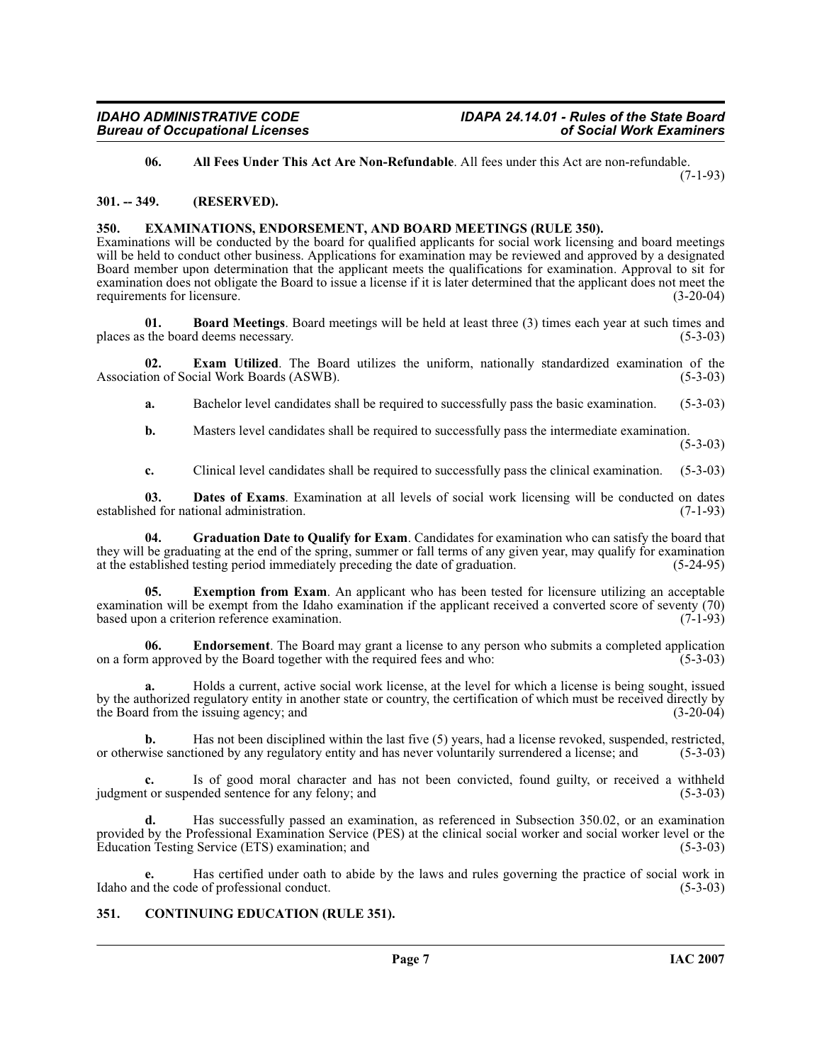**06. All Fees Under This Act Are Non-Refundable**. All fees under this Act are non-refundable. (7-1-93)

### 301. -- 349. (RESERVED).

### 350. EXAMINATIONS, ENDORSEMENT, AND BOARD MEETINGS (RULE 350).

Examinations will be conducted by the board for qualified applicants for social work licensing and board meetings will be held to conduct other business. Applications for examination may be reviewed and approved by a designated Board member upon determination that the applicant meets the qualifications for examination. Approval to sit for examination does not obligate the Board to issue a license if it is later determined that the applicant does not meet the requirements for licensure. (3-20-04)

**01. Board Meetings**. Board meetings will be held at least three (3) times each year at such times and places as the board deems necessary. (5-3-03)

**02. Exam Utilized**. The Board utilizes the uniform, nationally standardized examination of the Association of Social Work Boards (ASWB). (5-3-03)

**a.** Bachelor level candidates shall be required to successfully pass the basic examination. (5-3-03)

**b.** Masters level candidates shall be required to successfully pass the intermediate examination. (5-3-03)

**c.** Clinical level candidates shall be required to successfully pass the clinical examination. (5-3-03)

**03. Dates of Exams**. Examination at all levels of social work licensing will be conducted on dates established for national administration. (7-1-93)

**04. Graduation Date to Qualify for Exam**. Candidates for examination who can satisfy the board that they will be graduating at the end of the spring, summer or fall terms of any given year, may qualify for examination at the established testing period immediately preceding the date of graduation. (5-24-95)

**05. Exemption from Exam**. An applicant who has been tested for licensure utilizing an acceptable examination will be exempt from the Idaho examination if the applicant received a converted score of seventy (70) based upon a criterion reference examination. (7-1-93)

**06. Endorsement**. The Board may grant a license to any person who submits a completed application on a form approved by the Board together with the required fees and who: (5-3-03)

**a.** Holds a current, active social work license, at the level for which a license is being sought, issued by the authorized regulatory entity in another state or country, the certification of which must be received directly by the Board from the issuing agency; and (3-20-04)

**b.** Has not been disciplined within the last five (5) years, had a license revoked, suspended, restricted, or otherwise sanctioned by any regulatory entity and has never voluntarily surrendered a license; and (5-3-03)

**c.** Is of good moral character and has not been convicted, found guilty, or received a withheld judgment or suspended sentence for any felony; and (5-3-03)

**d.** Has successfully passed an examination, as referenced in Subsection 350.02, or an examination provided by the Professional Examination Service (PES) at the clinical social worker and social worker level or the Education Testing Service (ETS) examination; and (5-3-03)

**e.** Has certified under oath to abide by the laws and rules governing the practice of social work in Idaho and the code of professional conduct. (5-3-03)

### 351. CONTINUING EDUCATION (RULE 351).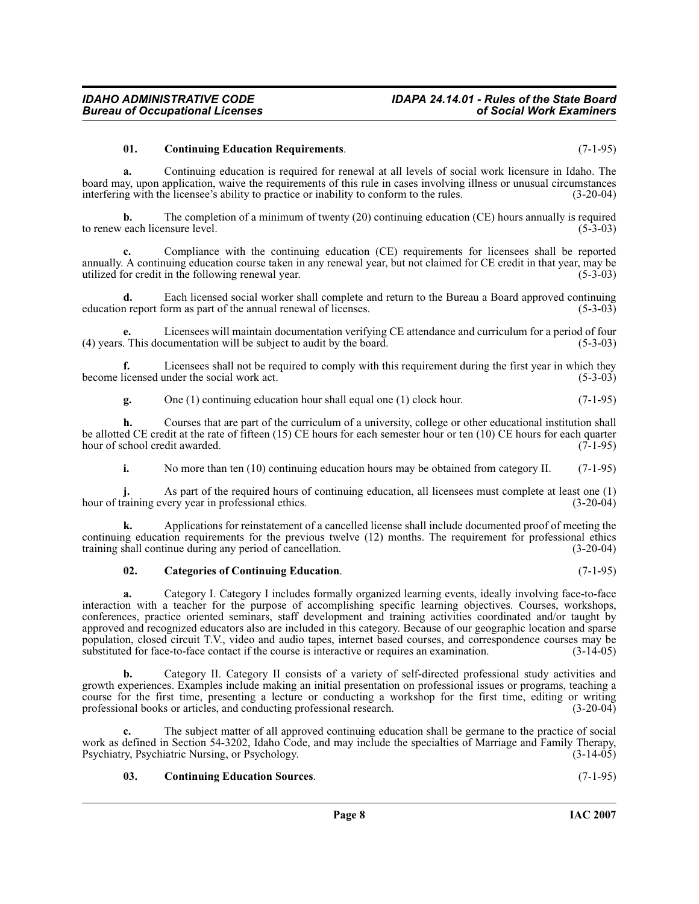**01. Continuing Education Requirements**. (7-1-95)

**a.** Continuing education is required for renewal at all levels of social work licensure in Idaho. The board may, upon application, waive the requirements of this rule in cases involving illness or unusual circumstances interfering with the licensee's ability to practice or inability to conform to the rules. (3-20-04)

**b.** The completion of a minimum of twenty (20) continuing education (CE) hours annually is required to renew each licensure level. (5-3-03)

**c.** Compliance with the continuing education (CE) requirements for licensees shall be reported annually. A continuing education course taken in any renewal year, but not claimed for CE credit in that year, may be utilized for credit in the following renewal year. (5-3-03)

**d.** Each licensed social worker shall complete and return to the Bureau a Board approved continuing education report form as part of the annual renewal of licenses. (5-3-03)

**e.** Licensees will maintain documentation verifying CE attendance and curriculum for a period of four (4) years. This documentation will be subject to audit by the board. (5-3-03)

**f.** Licensees shall not be required to comply with this requirement during the first year in which they become licensed under the social work act. (5-3-03)

**g.** One (1) continuing education hour shall equal one (1) clock hour. (7-1-95)

**h.** Courses that are part of the curriculum of a university, college or other educational institution shall be allotted CE credit at the rate of fifteen (15) CE hours for each semester hour or ten (10) CE hours for each quarter hour of school credit awarded. (7-1-95)

**i.** No more than ten (10) continuing education hours may be obtained from category II. (7-1-95)

**j.** As part of the required hours of continuing education, all licensees must complete at least one (1) hour of training every year in professional ethics. (3-20-04)

**k.** Applications for reinstatement of a cancelled license shall include documented proof of meeting the continuing education requirements for the previous twelve (12) months. The requirement for professional ethics training shall continue during any period of cancellation. (3-20-04)

**02. Categories of Continuing Education**. (7-1-95)

**a.** Category I. Category I includes formally organized learning events, ideally involving face-to-face interaction with a teacher for the purpose of accomplishing specific learning objectives. Courses, workshops, conferences, practice oriented seminars, staff development and training activities coordinated and/or taught by approved and recognized educators also are included in this category. Because of our geographic location and sparse population, closed circuit T.V., video and audio tapes, internet based courses, and correspondence courses may be substituted for face-to-face contact if the course is interactive or requires an examination. (3-14-05)

**b.** Category II. Category II consists of a variety of self-directed professional study activities and growth experiences. Examples include making an initial presentation on professional issues or programs, teaching a course for the first time, presenting a lecture or conducting a workshop for the first time, editing or writing professional books or articles, and conducting professional research. (3-20-04)

**c.** The subject matter of all approved continuing education shall be germane to the practice of social work as defined in Section 54-3202, Idaho Code, and may include the specialties of Marriage and Family Therapy, Psychiatry, Psychiatric Nursing, or Psychology. (3-14-05)

**03. Continuing Education Sources**. (7-1-95)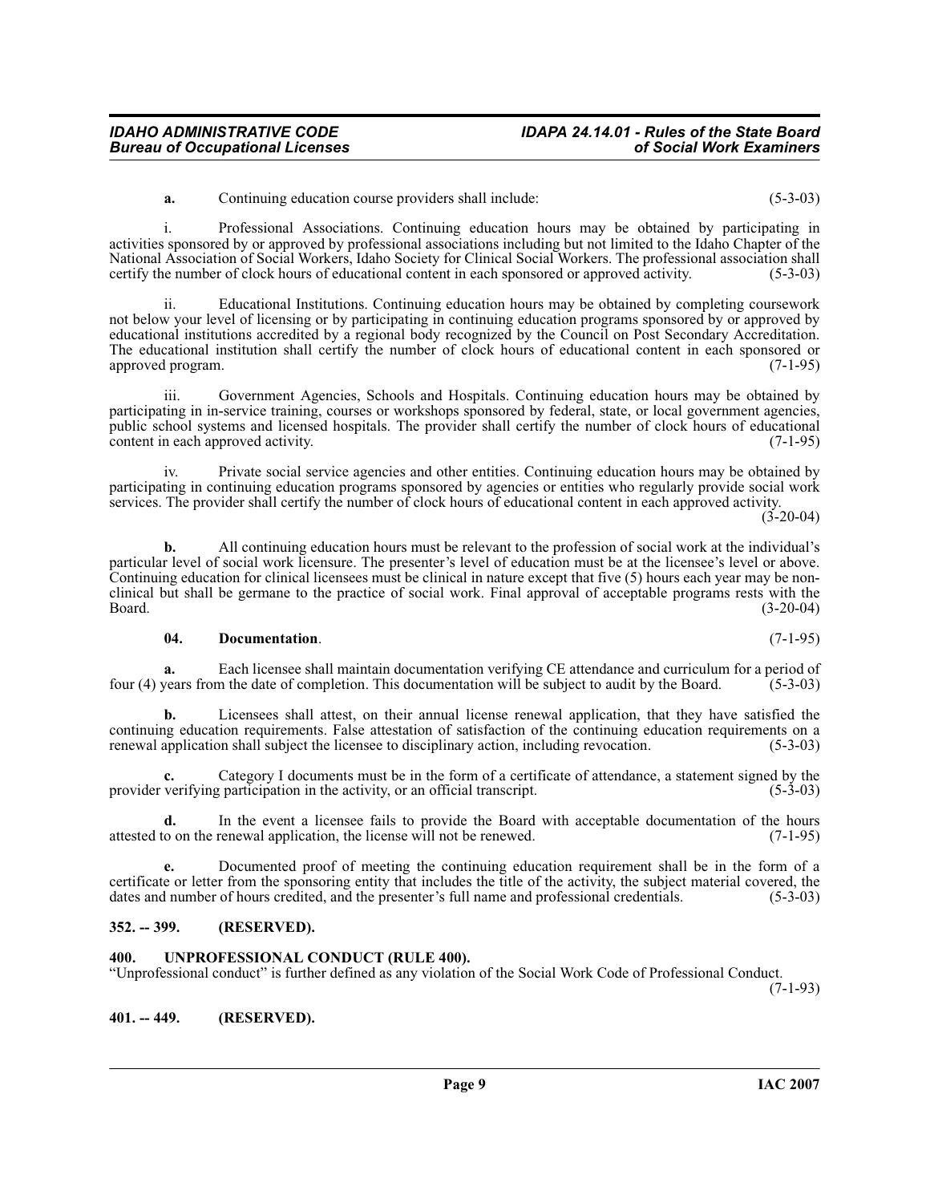**a.** Continuing education course providers shall include: (5-3-03)

i. Professional Associations. Continuing education hours may be obtained by participating in activities sponsored by or approved by professional associations including but not limited to the Idaho Chapter of the National Association of Social Workers, Idaho Society for Clinical Social Workers. The professional association shall certify the number of clock hours of educational content in each sponsored or approved activity. (5-3-03)

ii. Educational Institutions. Continuing education hours may be obtained by completing coursework not below your level of licensing or by participating in continuing education programs sponsored by or approved by educational institutions accredited by a regional body recognized by the Council on Post Secondary Accreditation. The educational institution shall certify the number of clock hours of educational content in each sponsored or approved program. (7-1-95)

iii. Government Agencies, Schools and Hospitals. Continuing education hours may be obtained by participating in in-service training, courses or workshops sponsored by federal, state, or local government agencies, public school systems and licensed hospitals. The provider shall certify the number of clock hours of educational content in each approved activity. (7-1-95)

iv. Private social service agencies and other entities. Continuing education hours may be obtained by participating in continuing education programs sponsored by agencies or entities who regularly provide social work services. The provider shall certify the number of clock hours of educational content in each approved activity. (3-20-04)

**b.** All continuing education hours must be relevant to the profession of social work at the individual's particular level of social work licensure. The presenter's level of education must be at the licensee's level or above. Continuing education for clinical licensees must be clinical in nature except that five (5) hours each year may be non-clinical but shall be germane to the practice of social work. Final approval of acceptable programs rests with the Board. (3-20-04)

**04. Documentation**. (7-1-95)

**a.** Each licensee shall maintain documentation verifying CE attendance and curriculum for a period of four (4) years from the date of completion. This documentation will be subject to audit by the Board. (5-3-03)

**b.** Licensees shall attest, on their annual license renewal application, that they have satisfied the continuing education requirements. False attestation of satisfaction of the continuing education requirements on a renewal application shall subject the licensee to disciplinary action, including revocation. (5-3-03)

**c.** Category I documents must be in the form of a certificate of attendance, a statement signed by the provider verifying participation in the activity, or an official transcript. (5-3-03)

**d.** In the event a licensee fails to provide the Board with acceptable documentation of the hours attested to on the renewal application, the license will not be renewed. (7-1-95)

**e.** Documented proof of meeting the continuing education requirement shall be in the form of a certificate or letter from the sponsoring entity that includes the title of the activity, the subject material covered, the dates and number of hours credited, and the presenter's full name and professional credentials. (5-3-03)

### 352. -- 399. (RESERVED).

### 400. UNPROFESSIONAL CONDUCT (RULE 400).

"Unprofessional conduct" is further defined as any violation of the Social Work Code of Professional Conduct. (7-1-93)

### 401. -- 449. (RESERVED).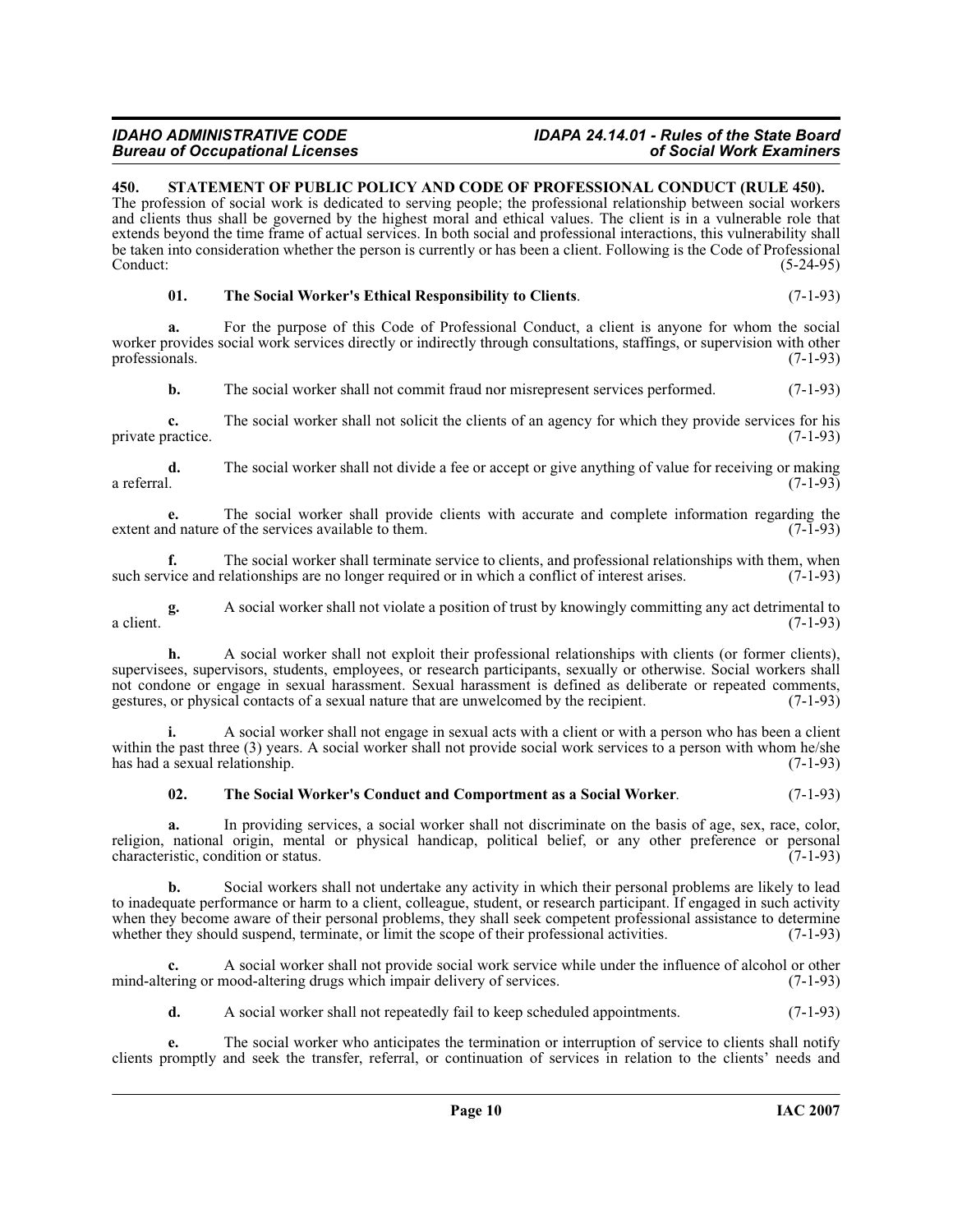## 450. STATEMENT OF PUBLIC POLICY AND CODE OF PROFESSIONAL CONDUCT (RULE 450).

The profession of social work is dedicated to serving people; the professional relationship between social workers and clients thus shall be governed by the highest moral and ethical values. The client is in a vulnerable role that extends beyond the time frame of actual services. In both social and professional interactions, this vulnerability shall be taken into consideration whether the person is currently or has been a client. Following is the Code of Professional Conduct: (5-24-95)

**01. The Social Worker's Ethical Responsibility to Clients**. (7-1-93)

**a.** For the purpose of this Code of Professional Conduct, a client is anyone for whom the social worker provides social work services directly or indirectly through consultations, staffings, or supervision with other professionals. (7-1-93)

**b.** The social worker shall not commit fraud nor misrepresent services performed. (7-1-93)

**c.** The social worker shall not solicit the clients of an agency for which they provide services for his private practice. (7-1-93)

**d.** The social worker shall not divide a fee or accept or give anything of value for receiving or making a referral. (7-1-93)

**e.** The social worker shall provide clients with accurate and complete information regarding the extent and nature of the services available to them. (7-1-93)

**f.** The social worker shall terminate service to clients, and professional relationships with them, when such service and relationships are no longer required or in which a conflict of interest arises. (7-1-93)

**g.** A social worker shall not violate a position of trust by knowingly committing any act detrimental to a client. (7-1-93)

**h.** A social worker shall not exploit their professional relationships with clients (or former clients), supervisees, supervisors, students, employees, or research participants, sexually or otherwise. Social workers shall not condone or engage in sexual harassment. Sexual harassment is defined as deliberate or repeated comments, gestures, or physical contacts of a sexual nature that are unwelcomed by the recipient. (7-1-93)

**i.** A social worker shall not engage in sexual acts with a client or with a person who has been a client within the past three (3) years. A social worker shall not provide social work services to a person with whom he/she has had a sexual relationship. (7-1-93)

**02. The Social Worker's Conduct and Comportment as a Social Worker**. (7-1-93)

**a.** In providing services, a social worker shall not discriminate on the basis of age, sex, race, color, religion, national origin, mental or physical handicap, political belief, or any other preference or personal characteristic, condition or status. (7-1-93)

**b.** Social workers shall not undertake any activity in which their personal problems are likely to lead to inadequate performance or harm to a client, colleague, student, or research participant. If engaged in such activity when they become aware of their personal problems, they shall seek competent professional assistance to determine whether they should suspend, terminate, or limit the scope of their professional activities. (7-1-93)

**c.** A social worker shall not provide social work service while under the influence of alcohol or other mind-altering or mood-altering drugs which impair delivery of services. (7-1-93)

**d.** A social worker shall not repeatedly fail to keep scheduled appointments. (7-1-93)

**e.** The social worker who anticipates the termination or interruption of service to clients shall notify clients promptly and seek the transfer, referral, or continuation of services in relation to the clients' needs and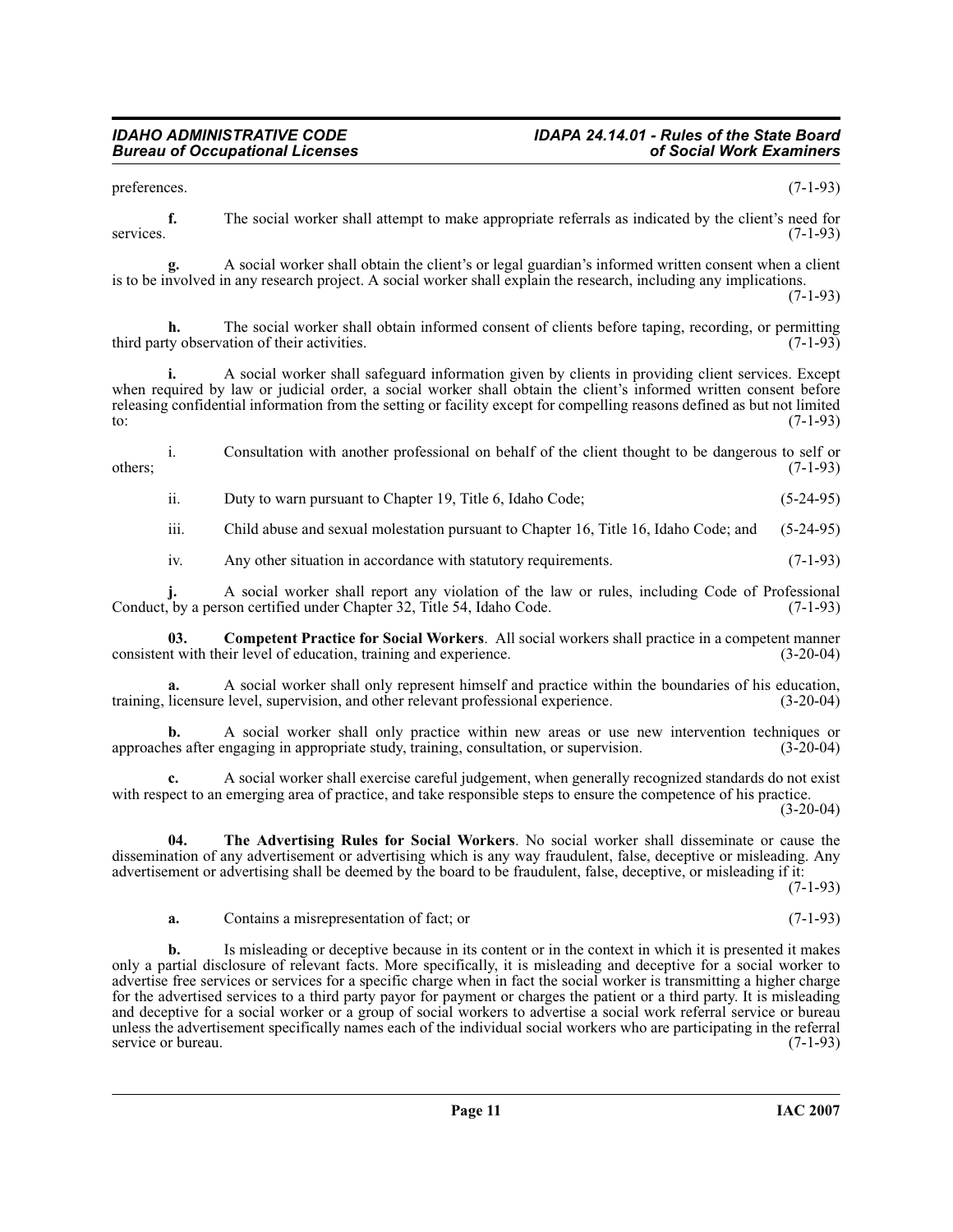preferences. (7-1-93)

**f.** The social worker shall attempt to make appropriate referrals as indicated by the client's need for services. (7-1-93)

**g.** A social worker shall obtain the client's or legal guardian's informed written consent when a client is to be involved in any research project. A social worker shall explain the research, including any implications. (7-1-93)

**h.** The social worker shall obtain informed consent of clients before taping, recording, or permitting third party observation of their activities. (7-1-93)

**i.** A social worker shall safeguard information given by clients in providing client services. Except when required by law or judicial order, a social worker shall obtain the client's informed written consent before releasing confidential information from the setting or facility except for compelling reasons defined as but not limited to: (7-1-93)

i. Consultation with another professional on behalf of the client thought to be dangerous to self or others; (7-1-93)

ii. Duty to warn pursuant to Chapter 19, Title 6, Idaho Code; (5-24-95)

iii. Child abuse and sexual molestation pursuant to Chapter 16, Title 16, Idaho Code; and (5-24-95)

iv. Any other situation in accordance with statutory requirements. (7-1-93)

**j.** A social worker shall report any violation of the law or rules, including Code of Professional Conduct, by a person certified under Chapter 32, Title 54, Idaho Code. (7-1-93)

**03. Competent Practice for Social Workers**. All social workers shall practice in a competent manner consistent with their level of education, training and experience. (3-20-04)

**a.** A social worker shall only represent himself and practice within the boundaries of his education, training, licensure level, supervision, and other relevant professional experience. (3-20-04)

**b.** A social worker shall only practice within new areas or use new intervention techniques or approaches after engaging in appropriate study, training, consultation, or supervision. (3-20-04)

**c.** A social worker shall exercise careful judgement, when generally recognized standards do not exist with respect to an emerging area of practice, and take responsible steps to ensure the competence of his practice. (3-20-04)

**04. The Advertising Rules for Social Workers**. No social worker shall disseminate or cause the dissemination of any advertisement or advertising which is any way fraudulent, false, deceptive or misleading. Any advertisement or advertising shall be deemed by the board to be fraudulent, false, deceptive, or misleading if it: (7-1-93)

**a.** Contains a misrepresentation of fact; or (7-1-93)

**b.** Is misleading or deceptive because in its content or in the context in which it is presented it makes only a partial disclosure of relevant facts. More specifically, it is misleading and deceptive for a social worker to advertise free services or services for a specific charge when in fact the social worker is transmitting a higher charge for the advertised services to a third party payor for payment or charges the patient or a third party. It is misleading and deceptive for a social worker or a group of social workers to advertise a social work referral service or bureau unless the advertisement specifically names each of the individual social workers who are participating in the referral service or bureau. (7-1-93)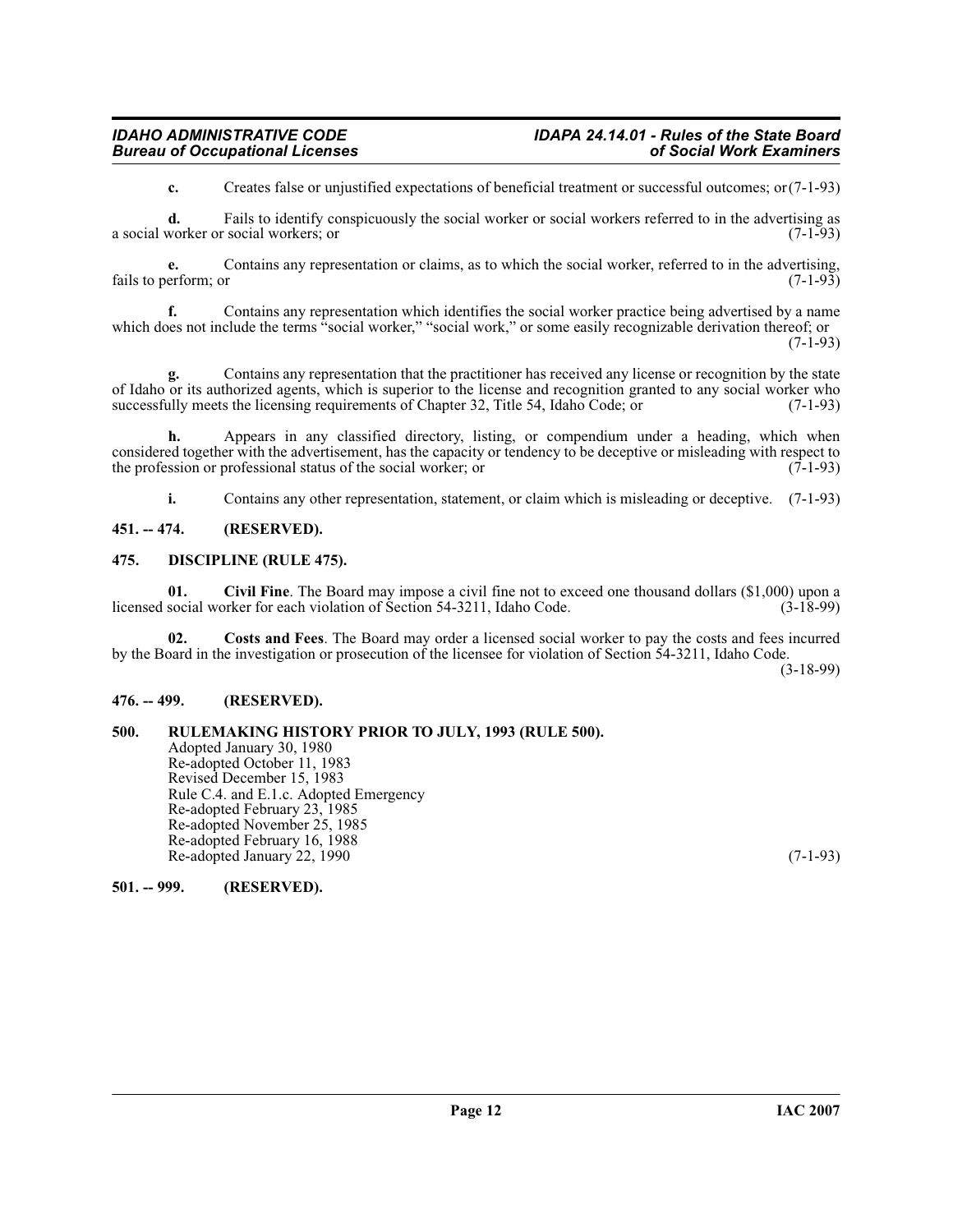**c.** Creates false or unjustified expectations of beneficial treatment or successful outcomes; or (7-1-93)

**d.** Fails to identify conspicuously the social worker or social workers referred to in the advertising as a social worker or social workers; or (7-1-93)

**e.** Contains any representation or claims, as to which the social worker, referred to in the advertising, fails to perform; or (7-1-93)

**f.** Contains any representation which identifies the social worker practice being advertised by a name which does not include the terms "social worker," "social work," or some easily recognizable derivation thereof; or (7-1-93)

**g.** Contains any representation that the practitioner has received any license or recognition by the state of Idaho or its authorized agents, which is superior to the license and recognition granted to any social worker who successfully meets the licensing requirements of Chapter 32, Title 54, Idaho Code; or (7-1-93)

**h.** Appears in any classified directory, listing, or compendium under a heading, which when considered together with the advertisement, has the capacity or tendency to be deceptive or misleading with respect to the profession or professional status of the social worker; or (7-1-93)

**i.** Contains any other representation, statement, or claim which is misleading or deceptive. (7-1-93)

### 451. -- 474. (RESERVED).

### 475. DISCIPLINE (RULE 475).

**01. Civil Fine**. The Board may impose a civil fine not to exceed one thousand dollars ($1,000) upon a licensed social worker for each violation of Section 54-3211, Idaho Code. (3-18-99)

**02. Costs and Fees**. The Board may order a licensed social worker to pay the costs and fees incurred by the Board in the investigation or prosecution of the licensee for violation of Section 54-3211, Idaho Code. (3-18-99)

### 476. -- 499. (RESERVED).

### 500. RULEMAKING HISTORY PRIOR TO JULY, 1993 (RULE 500).

Adopted January 30, 1980
Re-adopted October 11, 1983
Revised December 15, 1983
Rule C.4. and E.1.c. Adopted Emergency
Re-adopted February 23, 1985
Re-adopted November 25, 1985
Re-adopted February 16, 1988
Re-adopted January 22, 1990 (7-1-93)

### 501. -- 999. (RESERVED).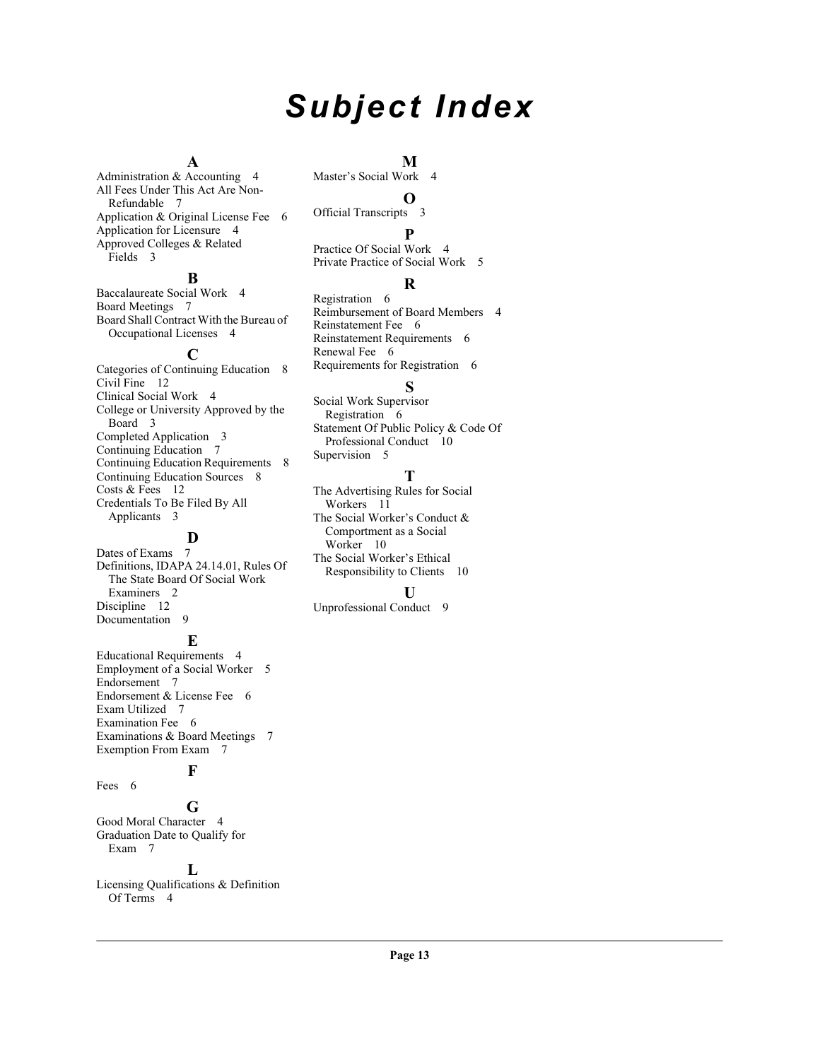# Subject Index

**A**

Administration & Accounting 4
All Fees Under This Act Are Non-Refundable 7
Application & Original License Fee 6
Application for Licensure 4
Approved Colleges & Related Fields 3

**B**

Baccalaureate Social Work 4
Board Meetings 7
Board Shall Contract With the Bureau of Occupational Licenses 4

**C**

Categories of Continuing Education 8
Civil Fine 12
Clinical Social Work 4
College or University Approved by the Board 3
Completed Application 3
Continuing Education 7
Continuing Education Requirements 8
Continuing Education Sources 8
Costs & Fees 12
Credentials To Be Filed By All Applicants 3

**D**

Dates of Exams 7
Definitions, IDAPA 24.14.01, Rules Of The State Board Of Social Work Examiners 2
Discipline 12
Documentation 9

**E**

Educational Requirements 4
Employment of a Social Worker 5
Endorsement 7
Endorsement & License Fee 6
Exam Utilized 7
Examination Fee 6
Examinations & Board Meetings 7
Exemption From Exam 7

**F**

Fees 6

**G**

Good Moral Character 4
Graduation Date to Qualify for Exam 7

**L**

Licensing Qualifications & Definition Of Terms 4

**M**

Master's Social Work 4

**O**

Official Transcripts 3

**P**

Practice Of Social Work 4
Private Practice of Social Work 5

**R**

Registration 6
Reimbursement of Board Members 4
Reinstatement Fee 6
Reinstatement Requirements 6
Renewal Fee 6
Requirements for Registration 6

**S**

Social Work Supervisor Registration 6
Statement Of Public Policy & Code Of Professional Conduct 10
Supervision 5

**T**

The Advertising Rules for Social Workers 11
The Social Worker's Conduct & Comportment as a Social Worker 10
The Social Worker's Ethical Responsibility to Clients 10

**U**

Unprofessional Conduct 9